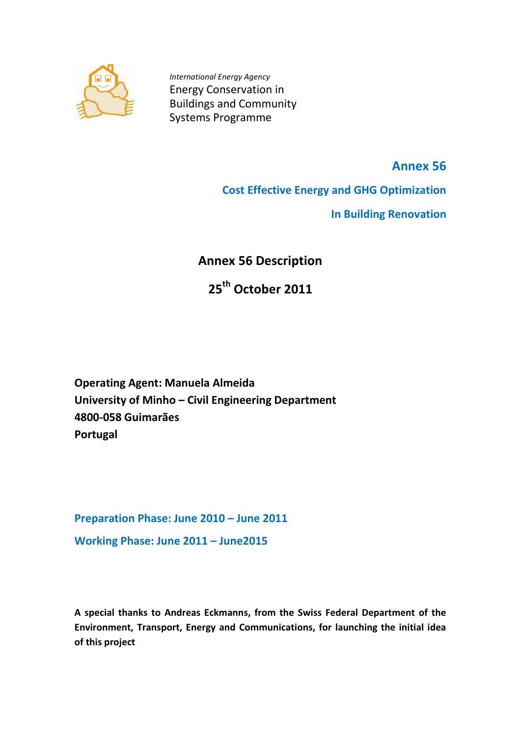*International Energy Agency*
Energy Conservation in
Buildings and Community
Systems Programme

# Annex 56

## Cost Effective Energy and GHG Optimization

## In Building Renovation

## Annex 56 Description

## 25th October 2011

**Operating Agent: Manuela Almeida**
**University of Minho – Civil Engineering Department**
**4800-058 Guimarães**
**Portugal**

**Preparation Phase: June 2010 – June 2011**

**Working Phase: June 2011 – June2015**

**A special thanks to Andreas Eckmanns, from the Swiss Federal Department of the Environment, Transport, Energy and Communications, for launching the initial idea of this project**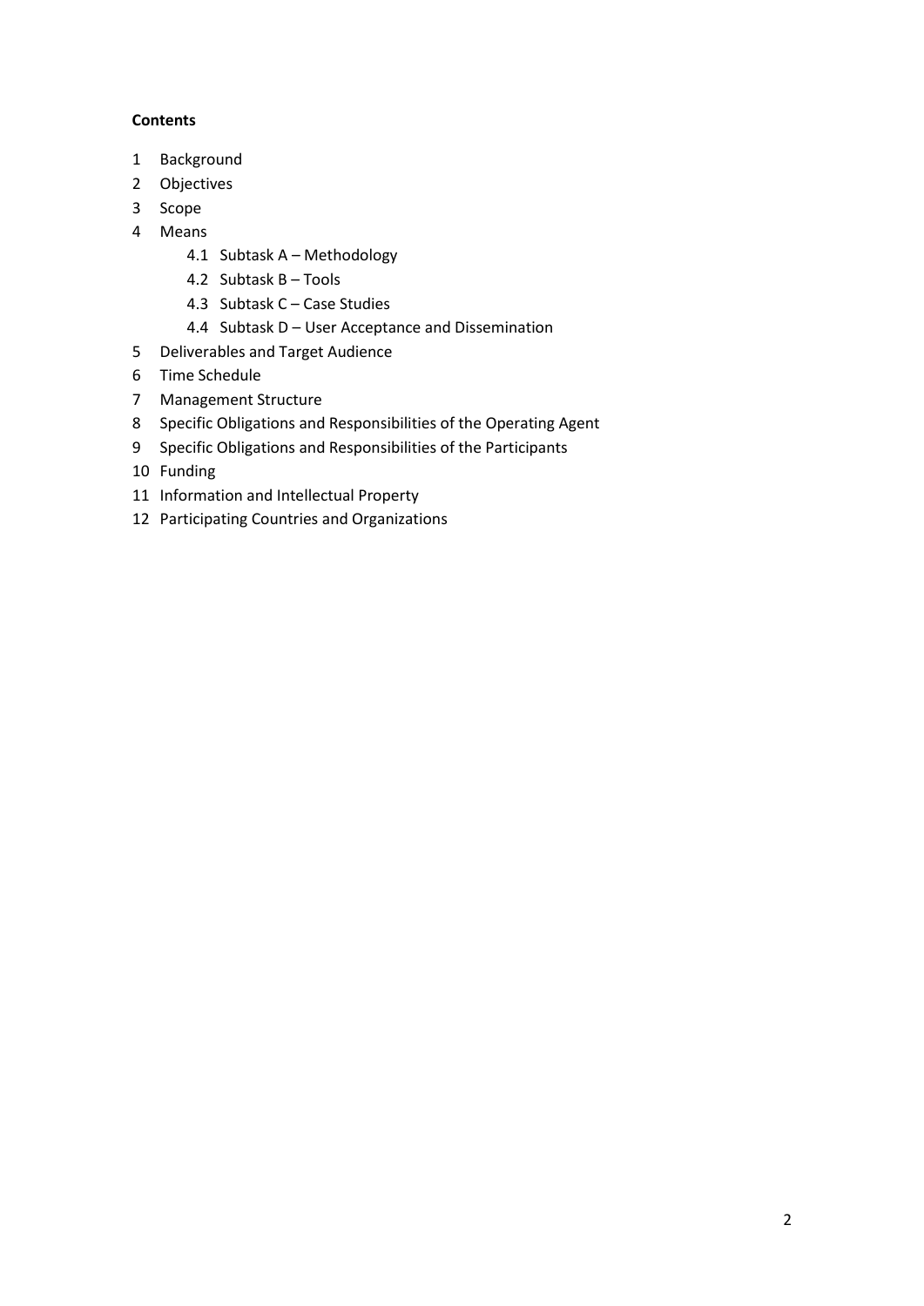**Contents**

1 Background

2 Objectives

3 Scope

4 Means

  4.1 Subtask A – Methodology

  4.2 Subtask B – Tools

  4.3 Subtask C – Case Studies

  4.4 Subtask D – User Acceptance and Dissemination

5 Deliverables and Target Audience

6 Time Schedule

7 Management Structure

8 Specific Obligations and Responsibilities of the Operating Agent

9 Specific Obligations and Responsibilities of the Participants

10 Funding

11 Information and Intellectual Property

12 Participating Countries and Organizations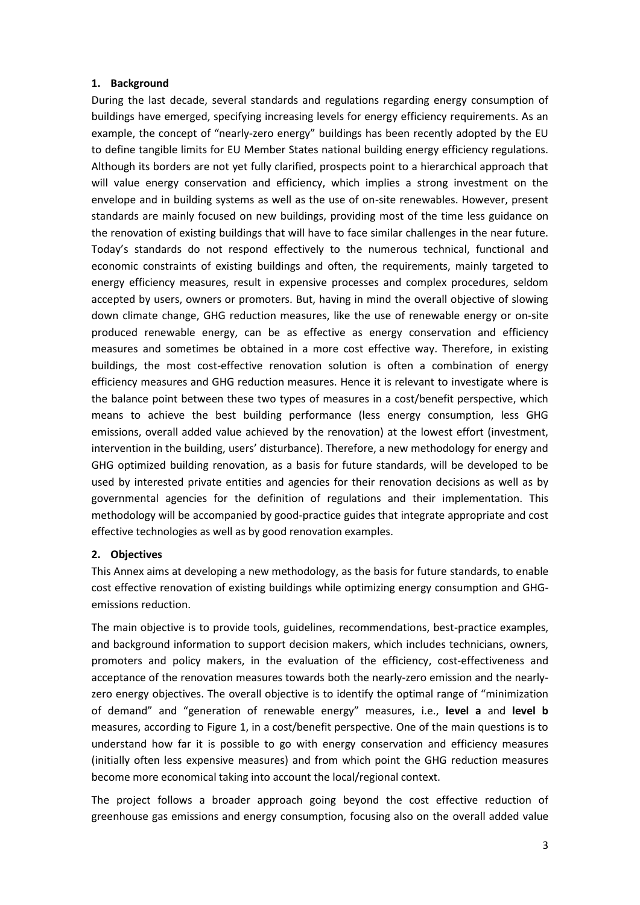## 1. Background

During the last decade, several standards and regulations regarding energy consumption of buildings have emerged, specifying increasing levels for energy efficiency requirements. As an example, the concept of "nearly-zero energy" buildings has been recently adopted by the EU to define tangible limits for EU Member States national building energy efficiency regulations. Although its borders are not yet fully clarified, prospects point to a hierarchical approach that will value energy conservation and efficiency, which implies a strong investment on the envelope and in building systems as well as the use of on-site renewables. However, present standards are mainly focused on new buildings, providing most of the time less guidance on the renovation of existing buildings that will have to face similar challenges in the near future. Today's standards do not respond effectively to the numerous technical, functional and economic constraints of existing buildings and often, the requirements, mainly targeted to energy efficiency measures, result in expensive processes and complex procedures, seldom accepted by users, owners or promoters. But, having in mind the overall objective of slowing down climate change, GHG reduction measures, like the use of renewable energy or on-site produced renewable energy, can be as effective as energy conservation and efficiency measures and sometimes be obtained in a more cost effective way. Therefore, in existing buildings, the most cost-effective renovation solution is often a combination of energy efficiency measures and GHG reduction measures. Hence it is relevant to investigate where is the balance point between these two types of measures in a cost/benefit perspective, which means to achieve the best building performance (less energy consumption, less GHG emissions, overall added value achieved by the renovation) at the lowest effort (investment, intervention in the building, users' disturbance). Therefore, a new methodology for energy and GHG optimized building renovation, as a basis for future standards, will be developed to be used by interested private entities and agencies for their renovation decisions as well as by governmental agencies for the definition of regulations and their implementation. This methodology will be accompanied by good-practice guides that integrate appropriate and cost effective technologies as well as by good renovation examples.

## 2. Objectives

This Annex aims at developing a new methodology, as the basis for future standards, to enable cost effective renovation of existing buildings while optimizing energy consumption and GHG-emissions reduction.

The main objective is to provide tools, guidelines, recommendations, best-practice examples, and background information to support decision makers, which includes technicians, owners, promoters and policy makers, in the evaluation of the efficiency, cost-effectiveness and acceptance of the renovation measures towards both the nearly-zero emission and the nearly-zero energy objectives. The overall objective is to identify the optimal range of "minimization of demand" and "generation of renewable energy" measures, i.e., **level a** and **level b** measures, according to Figure 1, in a cost/benefit perspective. One of the main questions is to understand how far it is possible to go with energy conservation and efficiency measures (initially often less expensive measures) and from which point the GHG reduction measures become more economical taking into account the local/regional context.

The project follows a broader approach going beyond the cost effective reduction of greenhouse gas emissions and energy consumption, focusing also on the overall added value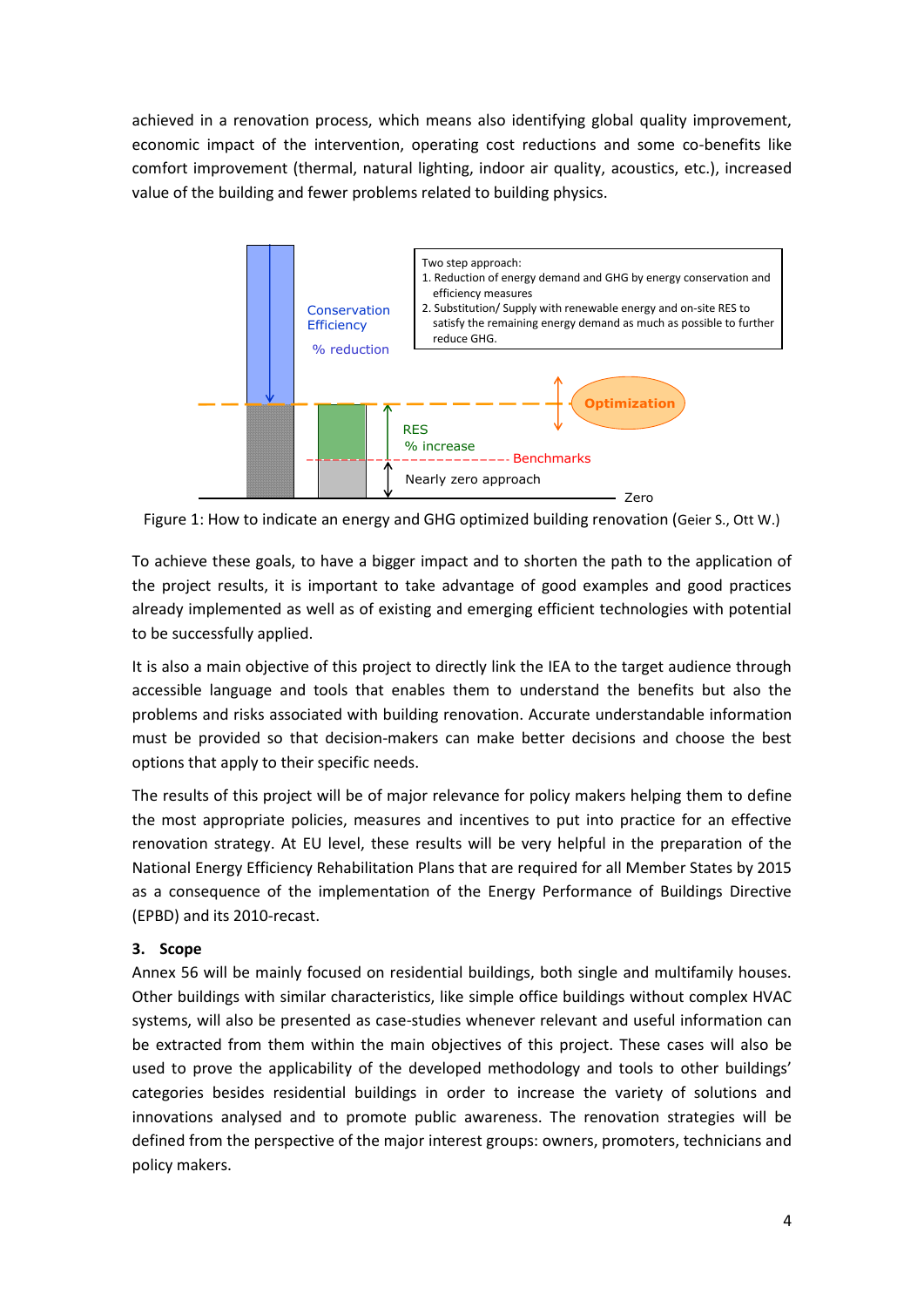achieved in a renovation process, which means also identifying global quality improvement, economic impact of the intervention, operating cost reductions and some co-benefits like comfort improvement (thermal, natural lighting, indoor air quality, acoustics, etc.), increased value of the building and fewer problems related to building physics.

Two step approach:
1. Reduction of energy demand and GHG by energy conservation and efficiency measures
2. Substitution/ Supply with renewable energy and on-site RES to satisfy the remaining energy demand as much as possible to further reduce GHG.

Conservation Efficiency

% reduction

Optimization

RES % increase

Benchmarks

Nearly zero approach

Zero

Figure 1: How to indicate an energy and GHG optimized building renovation (Geier S., Ott W.)

To achieve these goals, to have a bigger impact and to shorten the path to the application of the project results, it is important to take advantage of good examples and good practices already implemented as well as of existing and emerging efficient technologies with potential to be successfully applied.

It is also a main objective of this project to directly link the IEA to the target audience through accessible language and tools that enables them to understand the benefits but also the problems and risks associated with building renovation. Accurate understandable information must be provided so that decision-makers can make better decisions and choose the best options that apply to their specific needs.

The results of this project will be of major relevance for policy makers helping them to define the most appropriate policies, measures and incentives to put into practice for an effective renovation strategy. At EU level, these results will be very helpful in the preparation of the National Energy Efficiency Rehabilitation Plans that are required for all Member States by 2015 as a consequence of the implementation of the Energy Performance of Buildings Directive (EPBD) and its 2010-recast.

### 3. Scope

Annex 56 will be mainly focused on residential buildings, both single and multifamily houses. Other buildings with similar characteristics, like simple office buildings without complex HVAC systems, will also be presented as case-studies whenever relevant and useful information can be extracted from them within the main objectives of this project. These cases will also be used to prove the applicability of the developed methodology and tools to other buildings' categories besides residential buildings in order to increase the variety of solutions and innovations analysed and to promote public awareness. The renovation strategies will be defined from the perspective of the major interest groups: owners, promoters, technicians and policy makers.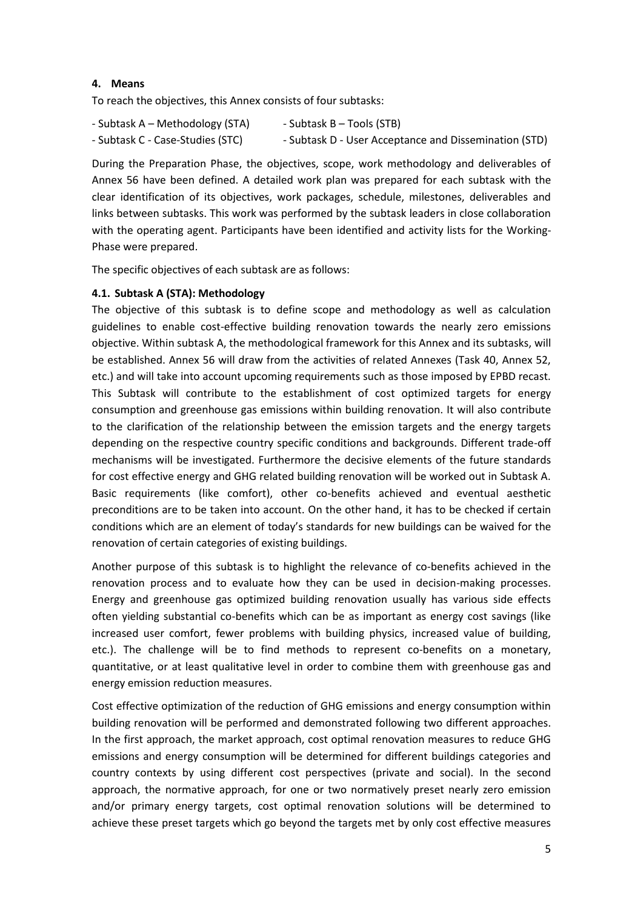## 4. Means

To reach the objectives, this Annex consists of four subtasks:

- Subtask A – Methodology (STA)
- Subtask B – Tools (STB)
- Subtask C - Case-Studies (STC)
- Subtask D - User Acceptance and Dissemination (STD)

During the Preparation Phase, the objectives, scope, work methodology and deliverables of Annex 56 have been defined. A detailed work plan was prepared for each subtask with the clear identification of its objectives, work packages, schedule, milestones, deliverables and links between subtasks. This work was performed by the subtask leaders in close collaboration with the operating agent. Participants have been identified and activity lists for the Working-Phase were prepared.

The specific objectives of each subtask are as follows:

### 4.1. Subtask A (STA): Methodology

The objective of this subtask is to define scope and methodology as well as calculation guidelines to enable cost-effective building renovation towards the nearly zero emissions objective. Within subtask A, the methodological framework for this Annex and its subtasks, will be established. Annex 56 will draw from the activities of related Annexes (Task 40, Annex 52, etc.) and will take into account upcoming requirements such as those imposed by EPBD recast. This Subtask will contribute to the establishment of cost optimized targets for energy consumption and greenhouse gas emissions within building renovation. It will also contribute to the clarification of the relationship between the emission targets and the energy targets depending on the respective country specific conditions and backgrounds. Different trade-off mechanisms will be investigated. Furthermore the decisive elements of the future standards for cost effective energy and GHG related building renovation will be worked out in Subtask A. Basic requirements (like comfort), other co-benefits achieved and eventual aesthetic preconditions are to be taken into account. On the other hand, it has to be checked if certain conditions which are an element of today's standards for new buildings can be waived for the renovation of certain categories of existing buildings.

Another purpose of this subtask is to highlight the relevance of co-benefits achieved in the renovation process and to evaluate how they can be used in decision-making processes. Energy and greenhouse gas optimized building renovation usually has various side effects often yielding substantial co-benefits which can be as important as energy cost savings (like increased user comfort, fewer problems with building physics, increased value of building, etc.). The challenge will be to find methods to represent co-benefits on a monetary, quantitative, or at least qualitative level in order to combine them with greenhouse gas and energy emission reduction measures.

Cost effective optimization of the reduction of GHG emissions and energy consumption within building renovation will be performed and demonstrated following two different approaches. In the first approach, the market approach, cost optimal renovation measures to reduce GHG emissions and energy consumption will be determined for different buildings categories and country contexts by using different cost perspectives (private and social). In the second approach, the normative approach, for one or two normatively preset nearly zero emission and/or primary energy targets, cost optimal renovation solutions will be determined to achieve these preset targets which go beyond the targets met by only cost effective measures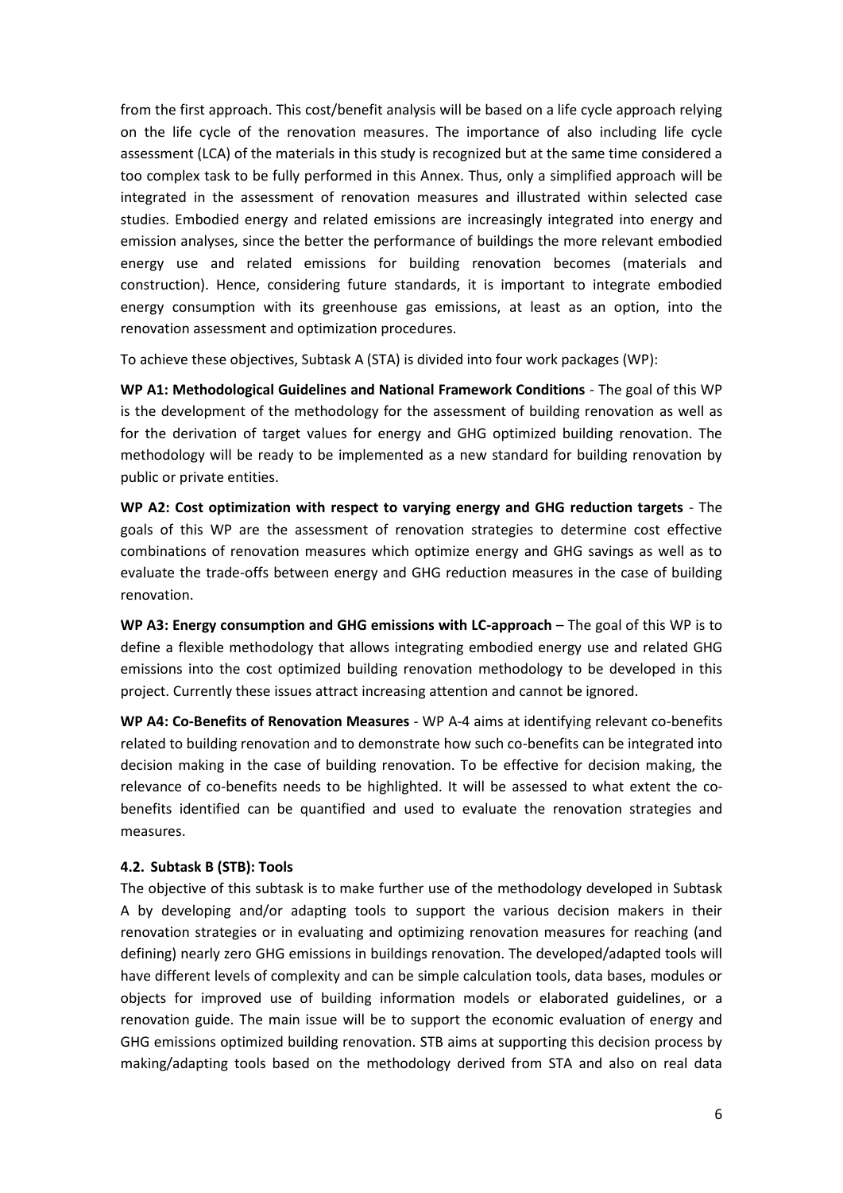from the first approach. This cost/benefit analysis will be based on a life cycle approach relying on the life cycle of the renovation measures. The importance of also including life cycle assessment (LCA) of the materials in this study is recognized but at the same time considered a too complex task to be fully performed in this Annex. Thus, only a simplified approach will be integrated in the assessment of renovation measures and illustrated within selected case studies. Embodied energy and related emissions are increasingly integrated into energy and emission analyses, since the better the performance of buildings the more relevant embodied energy use and related emissions for building renovation becomes (materials and construction). Hence, considering future standards, it is important to integrate embodied energy consumption with its greenhouse gas emissions, at least as an option, into the renovation assessment and optimization procedures.

To achieve these objectives, Subtask A (STA) is divided into four work packages (WP):

**WP A1: Methodological Guidelines and National Framework Conditions** - The goal of this WP is the development of the methodology for the assessment of building renovation as well as for the derivation of target values for energy and GHG optimized building renovation. The methodology will be ready to be implemented as a new standard for building renovation by public or private entities.

**WP A2: Cost optimization with respect to varying energy and GHG reduction targets** - The goals of this WP are the assessment of renovation strategies to determine cost effective combinations of renovation measures which optimize energy and GHG savings as well as to evaluate the trade-offs between energy and GHG reduction measures in the case of building renovation.

**WP A3: Energy consumption and GHG emissions with LC-approach** – The goal of this WP is to define a flexible methodology that allows integrating embodied energy use and related GHG emissions into the cost optimized building renovation methodology to be developed in this project. Currently these issues attract increasing attention and cannot be ignored.

**WP A4: Co-Benefits of Renovation Measures** - WP A-4 aims at identifying relevant co-benefits related to building renovation and to demonstrate how such co-benefits can be integrated into decision making in the case of building renovation. To be effective for decision making, the relevance of co-benefits needs to be highlighted. It will be assessed to what extent the co-benefits identified can be quantified and used to evaluate the renovation strategies and measures.

### 4.2. Subtask B (STB): Tools

The objective of this subtask is to make further use of the methodology developed in Subtask A by developing and/or adapting tools to support the various decision makers in their renovation strategies or in evaluating and optimizing renovation measures for reaching (and defining) nearly zero GHG emissions in buildings renovation. The developed/adapted tools will have different levels of complexity and can be simple calculation tools, data bases, modules or objects for improved use of building information models or elaborated guidelines, or a renovation guide. The main issue will be to support the economic evaluation of energy and GHG emissions optimized building renovation. STB aims at supporting this decision process by making/adapting tools based on the methodology derived from STA and also on real data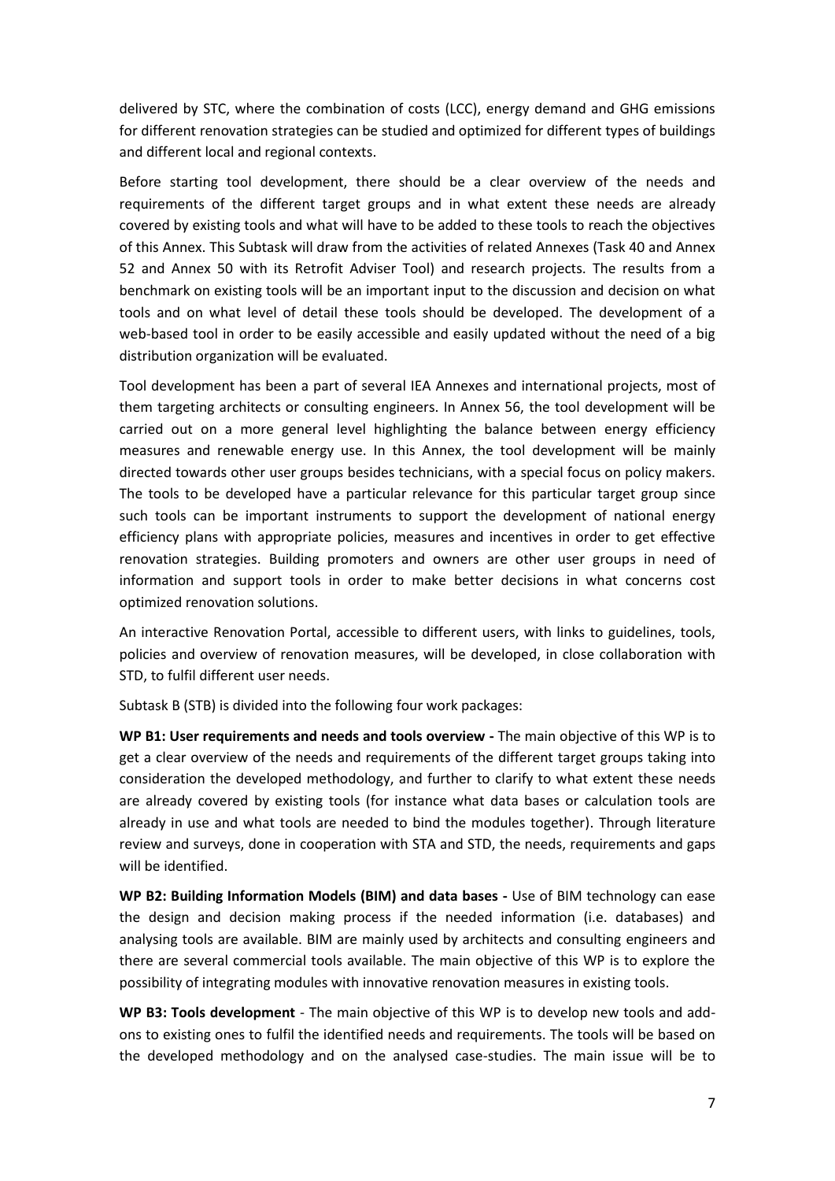delivered by STC, where the combination of costs (LCC), energy demand and GHG emissions for different renovation strategies can be studied and optimized for different types of buildings and different local and regional contexts.

Before starting tool development, there should be a clear overview of the needs and requirements of the different target groups and in what extent these needs are already covered by existing tools and what will have to be added to these tools to reach the objectives of this Annex. This Subtask will draw from the activities of related Annexes (Task 40 and Annex 52 and Annex 50 with its Retrofit Adviser Tool) and research projects. The results from a benchmark on existing tools will be an important input to the discussion and decision on what tools and on what level of detail these tools should be developed. The development of a web-based tool in order to be easily accessible and easily updated without the need of a big distribution organization will be evaluated.

Tool development has been a part of several IEA Annexes and international projects, most of them targeting architects or consulting engineers. In Annex 56, the tool development will be carried out on a more general level highlighting the balance between energy efficiency measures and renewable energy use. In this Annex, the tool development will be mainly directed towards other user groups besides technicians, with a special focus on policy makers. The tools to be developed have a particular relevance for this particular target group since such tools can be important instruments to support the development of national energy efficiency plans with appropriate policies, measures and incentives in order to get effective renovation strategies. Building promoters and owners are other user groups in need of information and support tools in order to make better decisions in what concerns cost optimized renovation solutions.

An interactive Renovation Portal, accessible to different users, with links to guidelines, tools, policies and overview of renovation measures, will be developed, in close collaboration with STD, to fulfil different user needs.

Subtask B (STB) is divided into the following four work packages:

**WP B1: User requirements and needs and tools overview -** The main objective of this WP is to get a clear overview of the needs and requirements of the different target groups taking into consideration the developed methodology, and further to clarify to what extent these needs are already covered by existing tools (for instance what data bases or calculation tools are already in use and what tools are needed to bind the modules together). Through literature review and surveys, done in cooperation with STA and STD, the needs, requirements and gaps will be identified.

**WP B2: Building Information Models (BIM) and data bases -** Use of BIM technology can ease the design and decision making process if the needed information (i.e. databases) and analysing tools are available. BIM are mainly used by architects and consulting engineers and there are several commercial tools available. The main objective of this WP is to explore the possibility of integrating modules with innovative renovation measures in existing tools.

**WP B3: Tools development** - The main objective of this WP is to develop new tools and add-ons to existing ones to fulfil the identified needs and requirements. The tools will be based on the developed methodology and on the analysed case-studies. The main issue will be to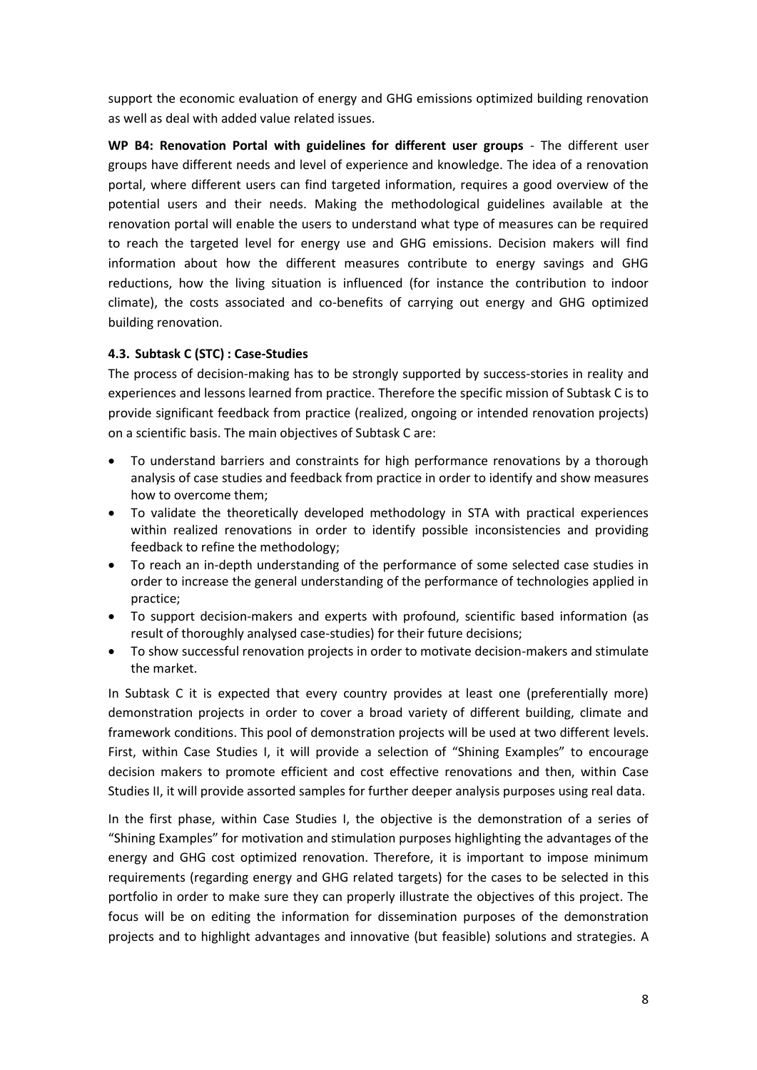support the economic evaluation of energy and GHG emissions optimized building renovation as well as deal with added value related issues.

**WP B4: Renovation Portal with guidelines for different user groups** - The different user groups have different needs and level of experience and knowledge. The idea of a renovation portal, where different users can find targeted information, requires a good overview of the potential users and their needs. Making the methodological guidelines available at the renovation portal will enable the users to understand what type of measures can be required to reach the targeted level for energy use and GHG emissions. Decision makers will find information about how the different measures contribute to energy savings and GHG reductions, how the living situation is influenced (for instance the contribution to indoor climate), the costs associated and co-benefits of carrying out energy and GHG optimized building renovation.

### 4.3. Subtask C (STC) : Case-Studies

The process of decision-making has to be strongly supported by success-stories in reality and experiences and lessons learned from practice. Therefore the specific mission of Subtask C is to provide significant feedback from practice (realized, ongoing or intended renovation projects) on a scientific basis. The main objectives of Subtask C are:

- To understand barriers and constraints for high performance renovations by a thorough analysis of case studies and feedback from practice in order to identify and show measures how to overcome them;
- To validate the theoretically developed methodology in STA with practical experiences within realized renovations in order to identify possible inconsistencies and providing feedback to refine the methodology;
- To reach an in-depth understanding of the performance of some selected case studies in order to increase the general understanding of the performance of technologies applied in practice;
- To support decision-makers and experts with profound, scientific based information (as result of thoroughly analysed case-studies) for their future decisions;
- To show successful renovation projects in order to motivate decision-makers and stimulate the market.

In Subtask C it is expected that every country provides at least one (preferentially more) demonstration projects in order to cover a broad variety of different building, climate and framework conditions. This pool of demonstration projects will be used at two different levels. First, within Case Studies I, it will provide a selection of "Shining Examples" to encourage decision makers to promote efficient and cost effective renovations and then, within Case Studies II, it will provide assorted samples for further deeper analysis purposes using real data.

In the first phase, within Case Studies I, the objective is the demonstration of a series of "Shining Examples" for motivation and stimulation purposes highlighting the advantages of the energy and GHG cost optimized renovation. Therefore, it is important to impose minimum requirements (regarding energy and GHG related targets) for the cases to be selected in this portfolio in order to make sure they can properly illustrate the objectives of this project. The focus will be on editing the information for dissemination purposes of the demonstration projects and to highlight advantages and innovative (but feasible) solutions and strategies. A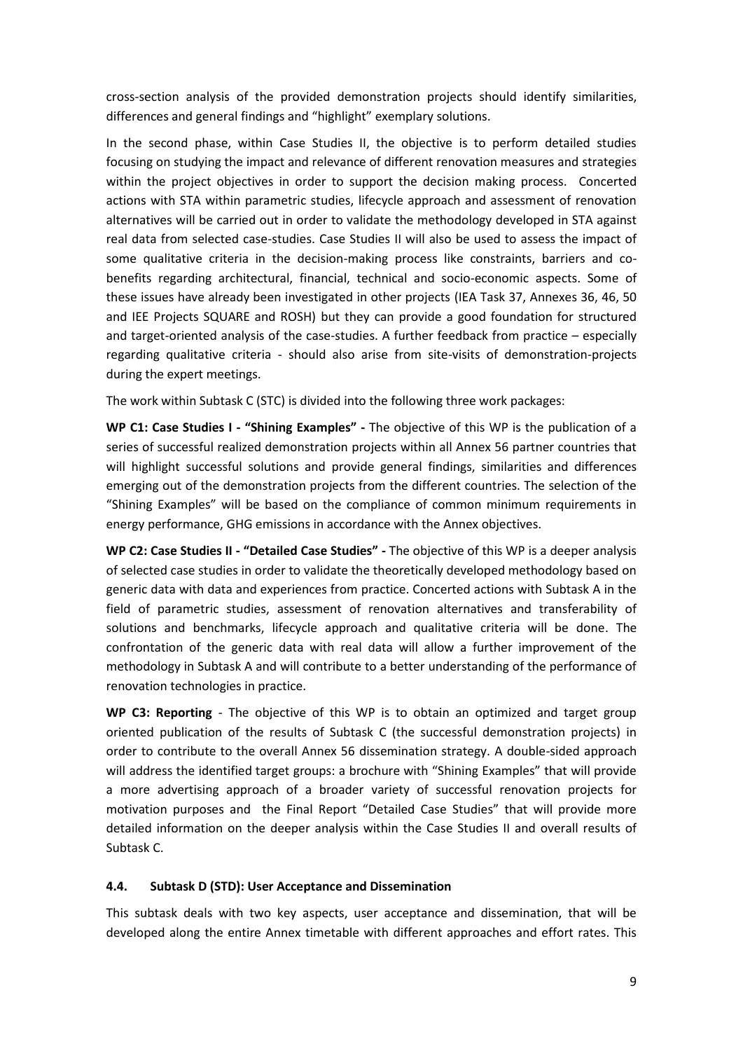cross-section analysis of the provided demonstration projects should identify similarities, differences and general findings and "highlight" exemplary solutions.

In the second phase, within Case Studies II, the objective is to perform detailed studies focusing on studying the impact and relevance of different renovation measures and strategies within the project objectives in order to support the decision making process. Concerted actions with STA within parametric studies, lifecycle approach and assessment of renovation alternatives will be carried out in order to validate the methodology developed in STA against real data from selected case-studies. Case Studies II will also be used to assess the impact of some qualitative criteria in the decision-making process like constraints, barriers and co-benefits regarding architectural, financial, technical and socio-economic aspects. Some of these issues have already been investigated in other projects (IEA Task 37, Annexes 36, 46, 50 and IEE Projects SQUARE and ROSH) but they can provide a good foundation for structured and target-oriented analysis of the case-studies. A further feedback from practice – especially regarding qualitative criteria - should also arise from site-visits of demonstration-projects during the expert meetings.

The work within Subtask C (STC) is divided into the following three work packages:

**WP C1: Case Studies I - "Shining Examples" -** The objective of this WP is the publication of a series of successful realized demonstration projects within all Annex 56 partner countries that will highlight successful solutions and provide general findings, similarities and differences emerging out of the demonstration projects from the different countries. The selection of the "Shining Examples" will be based on the compliance of common minimum requirements in energy performance, GHG emissions in accordance with the Annex objectives.

**WP C2: Case Studies II - "Detailed Case Studies" -** The objective of this WP is a deeper analysis of selected case studies in order to validate the theoretically developed methodology based on generic data with data and experiences from practice. Concerted actions with Subtask A in the field of parametric studies, assessment of renovation alternatives and transferability of solutions and benchmarks, lifecycle approach and qualitative criteria will be done. The confrontation of the generic data with real data will allow a further improvement of the methodology in Subtask A and will contribute to a better understanding of the performance of renovation technologies in practice.

**WP C3: Reporting** - The objective of this WP is to obtain an optimized and target group oriented publication of the results of Subtask C (the successful demonstration projects) in order to contribute to the overall Annex 56 dissemination strategy. A double-sided approach will address the identified target groups: a brochure with "Shining Examples" that will provide a more advertising approach of a broader variety of successful renovation projects for motivation purposes and the Final Report "Detailed Case Studies" that will provide more detailed information on the deeper analysis within the Case Studies II and overall results of Subtask C.

### 4.4. Subtask D (STD): User Acceptance and Dissemination

This subtask deals with two key aspects, user acceptance and dissemination, that will be developed along the entire Annex timetable with different approaches and effort rates. This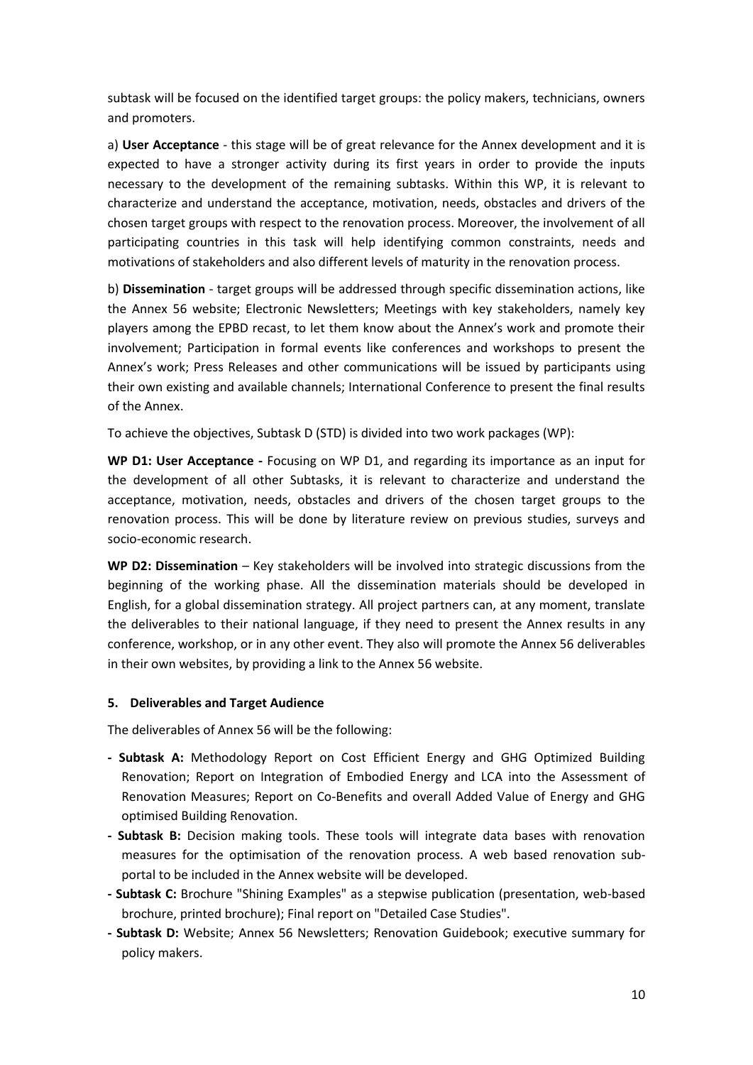subtask will be focused on the identified target groups: the policy makers, technicians, owners and promoters.

a) **User Acceptance** - this stage will be of great relevance for the Annex development and it is expected to have a stronger activity during its first years in order to provide the inputs necessary to the development of the remaining subtasks. Within this WP, it is relevant to characterize and understand the acceptance, motivation, needs, obstacles and drivers of the chosen target groups with respect to the renovation process. Moreover, the involvement of all participating countries in this task will help identifying common constraints, needs and motivations of stakeholders and also different levels of maturity in the renovation process.

b) **Dissemination** - target groups will be addressed through specific dissemination actions, like the Annex 56 website; Electronic Newsletters; Meetings with key stakeholders, namely key players among the EPBD recast, to let them know about the Annex's work and promote their involvement; Participation in formal events like conferences and workshops to present the Annex's work; Press Releases and other communications will be issued by participants using their own existing and available channels; International Conference to present the final results of the Annex.

To achieve the objectives, Subtask D (STD) is divided into two work packages (WP):

**WP D1: User Acceptance -** Focusing on WP D1, and regarding its importance as an input for the development of all other Subtasks, it is relevant to characterize and understand the acceptance, motivation, needs, obstacles and drivers of the chosen target groups to the renovation process. This will be done by literature review on previous studies, surveys and socio-economic research.

**WP D2: Dissemination** – Key stakeholders will be involved into strategic discussions from the beginning of the working phase. All the dissemination materials should be developed in English, for a global dissemination strategy. All project partners can, at any moment, translate the deliverables to their national language, if they need to present the Annex results in any conference, workshop, or in any other event. They also will promote the Annex 56 deliverables in their own websites, by providing a link to the Annex 56 website.

### 5. Deliverables and Target Audience

The deliverables of Annex 56 will be the following:

- **Subtask A:** Methodology Report on Cost Efficient Energy and GHG Optimized Building Renovation; Report on Integration of Embodied Energy and LCA into the Assessment of Renovation Measures; Report on Co-Benefits and overall Added Value of Energy and GHG optimised Building Renovation.
- **Subtask B:** Decision making tools. These tools will integrate data bases with renovation measures for the optimisation of the renovation process. A web based renovation sub-portal to be included in the Annex website will be developed.
- **Subtask C:** Brochure "Shining Examples" as a stepwise publication (presentation, web-based brochure, printed brochure); Final report on "Detailed Case Studies".
- **Subtask D:** Website; Annex 56 Newsletters; Renovation Guidebook; executive summary for policy makers.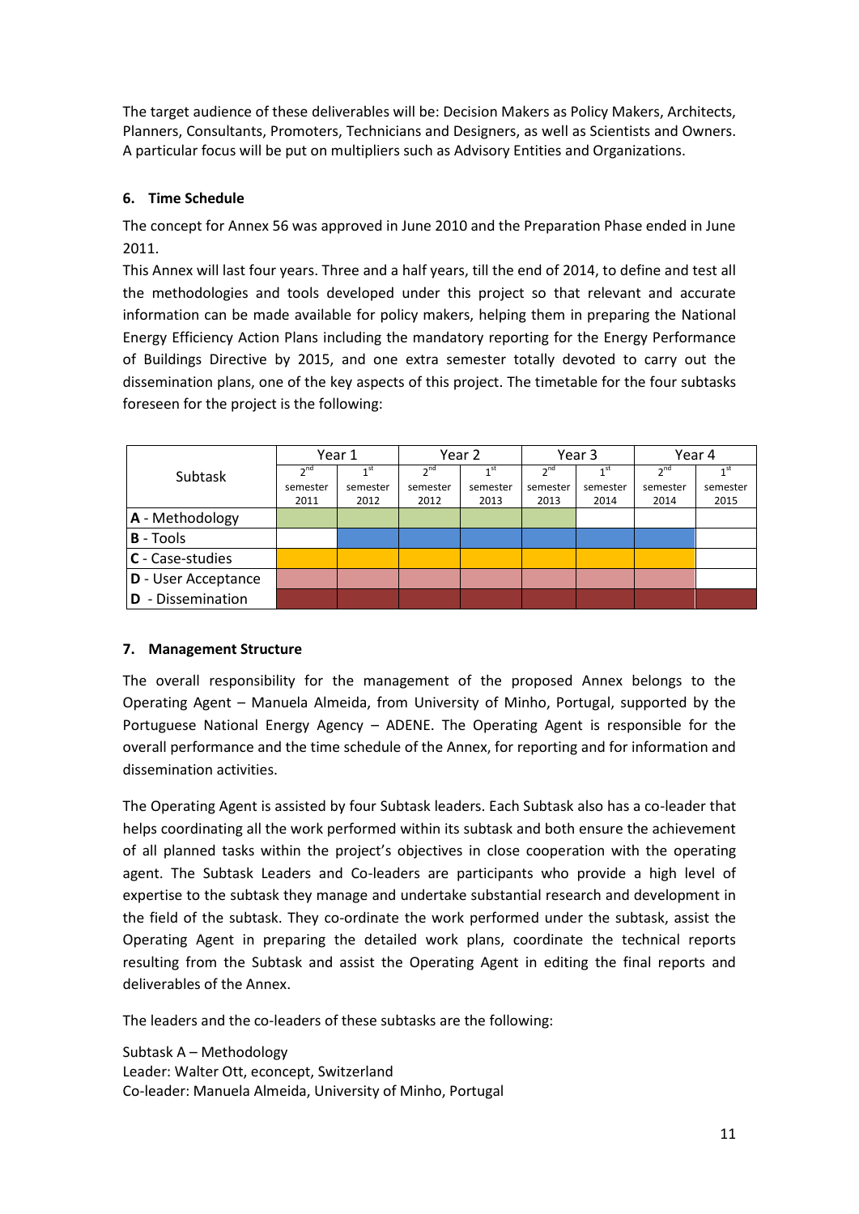The target audience of these deliverables will be: Decision Makers as Policy Makers, Architects, Planners, Consultants, Promoters, Technicians and Designers, as well as Scientists and Owners. A particular focus will be put on multipliers such as Advisory Entities and Organizations.

## 6. Time Schedule

The concept for Annex 56 was approved in June 2010 and the Preparation Phase ended in June 2011.

This Annex will last four years. Three and a half years, till the end of 2014, to define and test all the methodologies and tools developed under this project so that relevant and accurate information can be made available for policy makers, helping them in preparing the National Energy Efficiency Action Plans including the mandatory reporting for the Energy Performance of Buildings Directive by 2015, and one extra semester totally devoted to carry out the dissemination plans, one of the key aspects of this project. The timetable for the four subtasks foreseen for the project is the following:

| Subtask | Year 1 | | Year 2 | | Year 3 | | Year 4 | |
|---|---|---|---|---|---|---|---|---|
| | 2nd semester 2011 | 1st semester 2012 | 2nd semester 2012 | 1st semester 2013 | 2nd semester 2013 | 1st semester 2014 | 2nd semester 2014 | 1st semester 2015 |
| **A** - Methodology | ■ | ■ | ■ | ■ | ■ | | | |
| **B** - Tools | | ■ | ■ | ■ | ■ | ■ | ■ | |
| **C** - Case-studies | ■ | ■ | ■ | ■ | ■ | ■ | ■ | |
| **D** - User Acceptance | ■ | ■ | ■ | ■ | ■ | ■ | ■ | |
| **D** - Dissemination | ■ | ■ | ■ | ■ | ■ | ■ | ■ | ■ |

## 7. Management Structure

The overall responsibility for the management of the proposed Annex belongs to the Operating Agent – Manuela Almeida, from University of Minho, Portugal, supported by the Portuguese National Energy Agency – ADENE. The Operating Agent is responsible for the overall performance and the time schedule of the Annex, for reporting and for information and dissemination activities.

The Operating Agent is assisted by four Subtask leaders. Each Subtask also has a co-leader that helps coordinating all the work performed within its subtask and both ensure the achievement of all planned tasks within the project's objectives in close cooperation with the operating agent. The Subtask Leaders and Co-leaders are participants who provide a high level of expertise to the subtask they manage and undertake substantial research and development in the field of the subtask. They co-ordinate the work performed under the subtask, assist the Operating Agent in preparing the detailed work plans, coordinate the technical reports resulting from the Subtask and assist the Operating Agent in editing the final reports and deliverables of the Annex.

The leaders and the co-leaders of these subtasks are the following:

Subtask A – Methodology
Leader: Walter Ott, econcept, Switzerland
Co-leader: Manuela Almeida, University of Minho, Portugal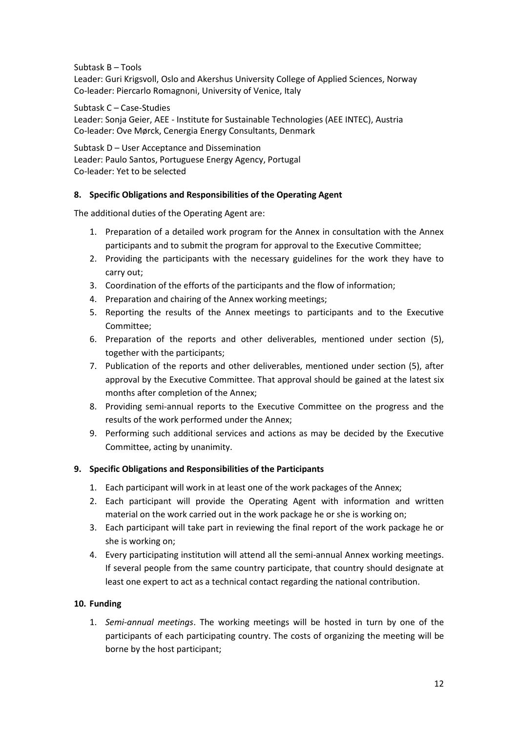Subtask B – Tools
Leader: Guri Krigsvoll, Oslo and Akershus University College of Applied Sciences, Norway
Co-leader: Piercarlo Romagnoni, University of Venice, Italy

Subtask C – Case-Studies
Leader: Sonja Geier, AEE - Institute for Sustainable Technologies (AEE INTEC), Austria
Co-leader: Ove Mørck, Cenergia Energy Consultants, Denmark

Subtask D – User Acceptance and Dissemination
Leader: Paulo Santos, Portuguese Energy Agency, Portugal
Co-leader: Yet to be selected

## 8. Specific Obligations and Responsibilities of the Operating Agent

The additional duties of the Operating Agent are:

1. Preparation of a detailed work program for the Annex in consultation with the Annex participants and to submit the program for approval to the Executive Committee;
2. Providing the participants with the necessary guidelines for the work they have to carry out;
3. Coordination of the efforts of the participants and the flow of information;
4. Preparation and chairing of the Annex working meetings;
5. Reporting the results of the Annex meetings to participants and to the Executive Committee;
6. Preparation of the reports and other deliverables, mentioned under section (5), together with the participants;
7. Publication of the reports and other deliverables, mentioned under section (5), after approval by the Executive Committee. That approval should be gained at the latest six months after completion of the Annex;
8. Providing semi-annual reports to the Executive Committee on the progress and the results of the work performed under the Annex;
9. Performing such additional services and actions as may be decided by the Executive Committee, acting by unanimity.

## 9. Specific Obligations and Responsibilities of the Participants

1. Each participant will work in at least one of the work packages of the Annex;
2. Each participant will provide the Operating Agent with information and written material on the work carried out in the work package he or she is working on;
3. Each participant will take part in reviewing the final report of the work package he or she is working on;
4. Every participating institution will attend all the semi-annual Annex working meetings. If several people from the same country participate, that country should designate at least one expert to act as a technical contact regarding the national contribution.

## 10. Funding

1. *Semi-annual meetings*. The working meetings will be hosted in turn by one of the participants of each participating country. The costs of organizing the meeting will be borne by the host participant;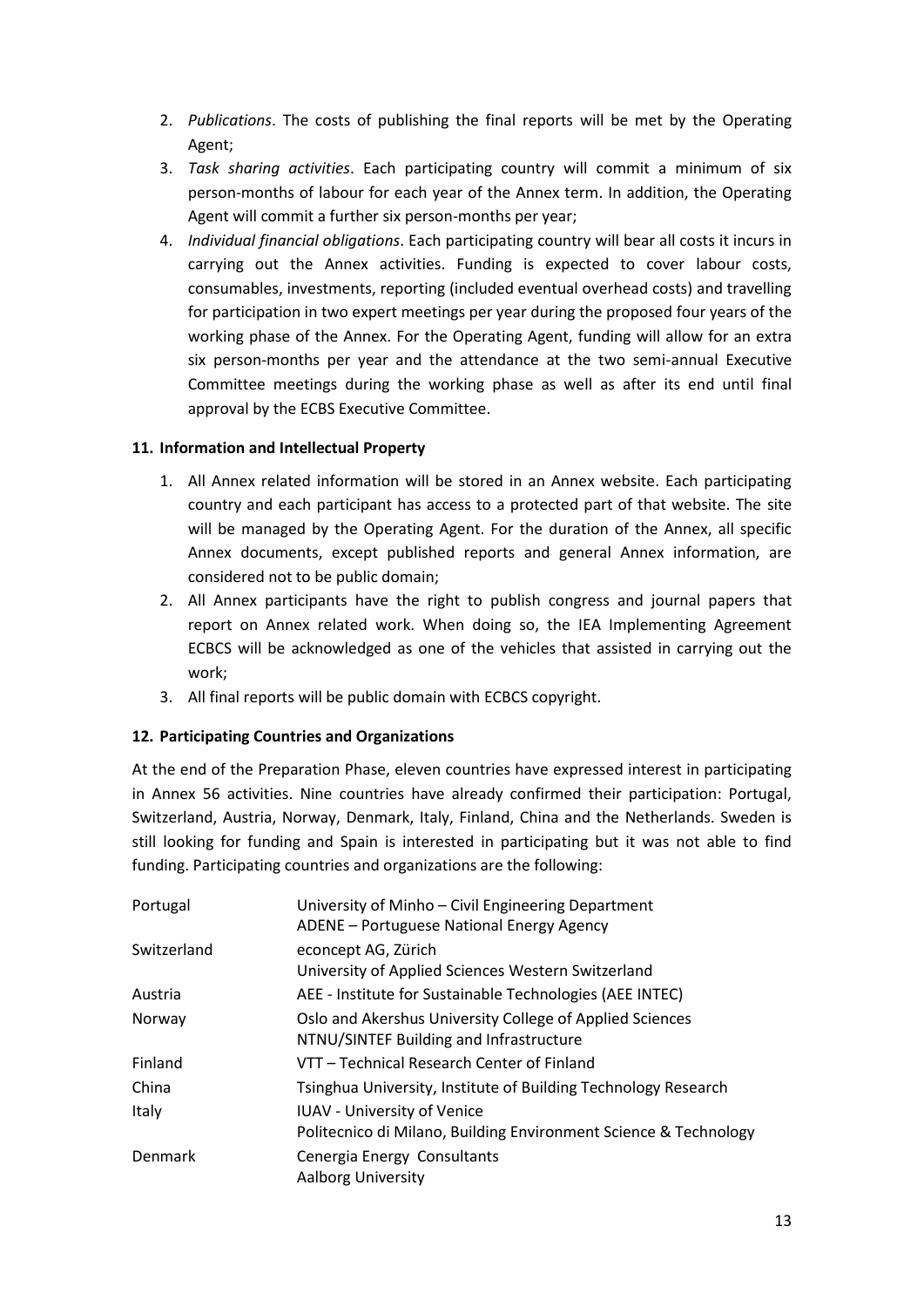2. *Publications*. The costs of publishing the final reports will be met by the Operating Agent;
3. *Task sharing activities*. Each participating country will commit a minimum of six person-months of labour for each year of the Annex term. In addition, the Operating Agent will commit a further six person-months per year;
4. *Individual financial obligations*. Each participating country will bear all costs it incurs in carrying out the Annex activities. Funding is expected to cover labour costs, consumables, investments, reporting (included eventual overhead costs) and travelling for participation in two expert meetings per year during the proposed four years of the working phase of the Annex. For the Operating Agent, funding will allow for an extra six person-months per year and the attendance at the two semi-annual Executive Committee meetings during the working phase as well as after its end until final approval by the ECBS Executive Committee.

### 11. Information and Intellectual Property

1. All Annex related information will be stored in an Annex website. Each participating country and each participant has access to a protected part of that website. The site will be managed by the Operating Agent. For the duration of the Annex, all specific Annex documents, except published reports and general Annex information, are considered not to be public domain;
2. All Annex participants have the right to publish congress and journal papers that report on Annex related work. When doing so, the IEA Implementing Agreement ECBCS will be acknowledged as one of the vehicles that assisted in carrying out the work;
3. All final reports will be public domain with ECBCS copyright.

### 12. Participating Countries and Organizations

At the end of the Preparation Phase, eleven countries have expressed interest in participating in Annex 56 activities. Nine countries have already confirmed their participation: Portugal, Switzerland, Austria, Norway, Denmark, Italy, Finland, China and the Netherlands. Sweden is still looking for funding and Spain is interested in participating but it was not able to find funding. Participating countries and organizations are the following:

| | |
|---|---|
| Portugal | University of Minho – Civil Engineering Department<br>ADENE – Portuguese National Energy Agency |
| Switzerland | econcept AG, Zürich<br>University of Applied Sciences Western Switzerland |
| Austria | AEE - Institute for Sustainable Technologies (AEE INTEC) |
| Norway | Oslo and Akershus University College of Applied Sciences<br>NTNU/SINTEF Building and Infrastructure |
| Finland | VTT – Technical Research Center of Finland |
| China | Tsinghua University, Institute of Building Technology Research |
| Italy | IUAV - University of Venice<br>Politecnico di Milano, Building Environment Science & Technology |
| Denmark | Cenergia Energy Consultants<br>Aalborg University |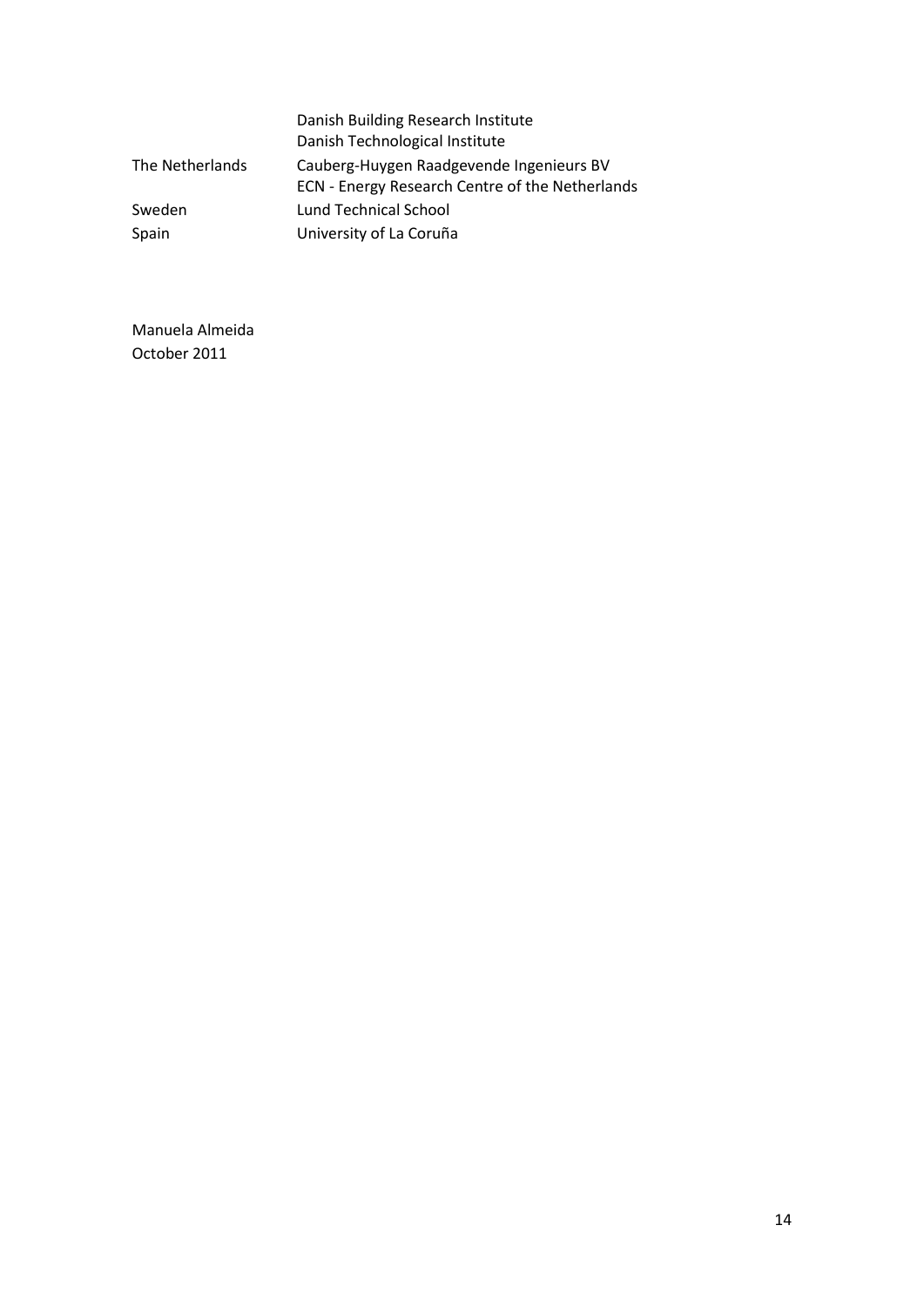| | |
|---|---|
| | Danish Building Research Institute |
| | Danish Technological Institute |
| The Netherlands | Cauberg-Huygen Raadgevende Ingenieurs BV |
| | ECN - Energy Research Centre of the Netherlands |
| Sweden | Lund Technical School |
| Spain | University of La Coruña |

Manuela Almeida
October 2011